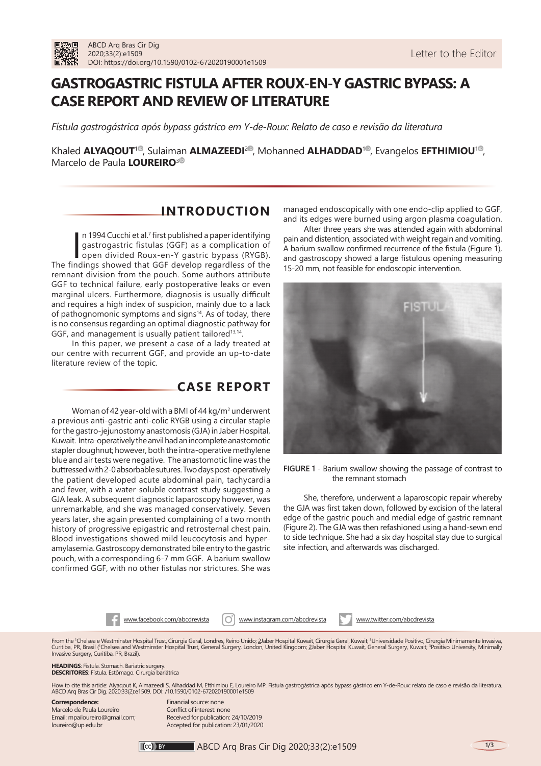Letter to the Editor

# GASTROGASTRIC FISTULA AFTER ROUX-EN-Y GASTRIC BYPASS: A CASE REPORT AND REVIEW OF LITERATURE

*Fístula gastrogástrica após bypass gástrico em Y-de-Roux: Relato de caso e revisão da literatura*

Khaled **ALYAQOUT**[1], Sulaiman **ALMAZEEDI**[2], Mohanned **ALHADDAD**[1], Evangelos **EFTHIMIOU**[1], Marcelo de Paula **LOUREIRO**[3]

## INTRODUCTION

In 1994 Cucchi et al.[7] first published a paper identifying gastrogastric fistulas (GGF) as a complication of open divided Roux-en-Y gastric bypass (RYGB). The findings showed that GGF develop regardless of the remnant division from the pouch. Some authors attribute GGF to technical failure, early postoperative leaks or even marginal ulcers. Furthermore, diagnosis is usually difficult and requires a high index of suspicion, mainly due to a lack of pathognomonic symptoms and signs[14]. As of today, there is no consensus regarding an optimal diagnostic pathway for GGF, and management is usually patient tailored[13,14].

In this paper, we present a case of a lady treated at our centre with recurrent GGF, and provide an up-to-date literature review of the topic.

## CASE REPORT

Woman of 42 year-old with a BMI of 44 kg/m² underwent a previous anti-gastric anti-colic RYGB using a circular staple for the gastro-jejunostomy anastomosis (GJA) in Jaber Hospital, Kuwait. Intra-operatively the anvil had an incomplete anastomotic stapler doughnut; however, both the intra-operative methylene blue and air tests were negative. The anastomotic line was the buttressed with 2-0 absorbable sutures. Two days post-operatively the patient developed acute abdominal pain, tachycardia and fever, with a water-soluble contrast study suggesting a GJA leak. A subsequent diagnostic laparoscopy however, was unremarkable, and she was managed conservatively. Seven years later, she again presented complaining of a two month history of progressive epigastric and retrosternal chest pain. Blood investigations showed mild leucocytosis and hyper-amylasemia. Gastroscopy demonstrated bile entry to the gastric pouch, with a corresponding 6-7 mm GGF. A barium swallow confirmed GGF, with no other fistulas nor strictures. She was managed endoscopically with one endo-clip applied to GGF, and its edges were burned using argon plasma coagulation.

After three years she was attended again with abdominal pain and distention, associated with weight regain and vomiting. A barium swallow confirmed recurrence of the fistula (Figure 1), and gastroscopy showed a large fistulous opening measuring 15-20 mm, not feasible for endoscopic intervention.

**FIGURE 1** - Barium swallow showing the passage of contrast to the remnant stomach

She, therefore, underwent a laparoscopic repair whereby the GJA was first taken down, followed by excision of the lateral edge of the gastric pouch and medial edge of gastric remnant (Figure 2). The GJA was then refashioned using a hand-sewn end to side technique. She had a six day hospital stay due to surgical site infection, and afterwards was discharged.

From the [1]Chelsea e Westminster Hospital Trust, Cirurgia Geral, Londres, Reino Unido; [2]Jaber Hospital Kuwait, Cirurgia Geral, Kuwait; [3]Universidade Positivo, Cirurgia Minimamente Invasiva, Curitiba, PR, Brasil ([1]Chelsea and Westminster Hospital Trust, General Surgery, London, United Kingdom; [2]Jaber Hospital Kuwait, General Surgery, Kuwait; [3]Positivo University, Minimally Invasive Surgery, Curitiba, PR, Brazil).

**HEADINGS**: Fistula. Stomach. Bariatric surgery.
**DESCRITORES**: Fístula. Estômago. Cirurgia bariátrica

How to cite this article: Alyaqout K, Almazeedi S, Alhaddad M, Efthimiou E, Loureiro MP. Fístula gastrogástrica após bypass gástrico em Y-de-Roux: relato de caso e revisão da literatura. ABCD Arq Bras Cir Dig. 2020;33(2):e1509. DOI: /10.1590/0102-672020190001e1509

**Correspondence:**
Marcelo de Paula Loureiro
Email: mpailoureiro@gmail.com; loureiro@up.edu.br

Financial source: none
Conflict of interest: none
Received for publication: 24/10/2019
Accepted for publication: 23/01/2020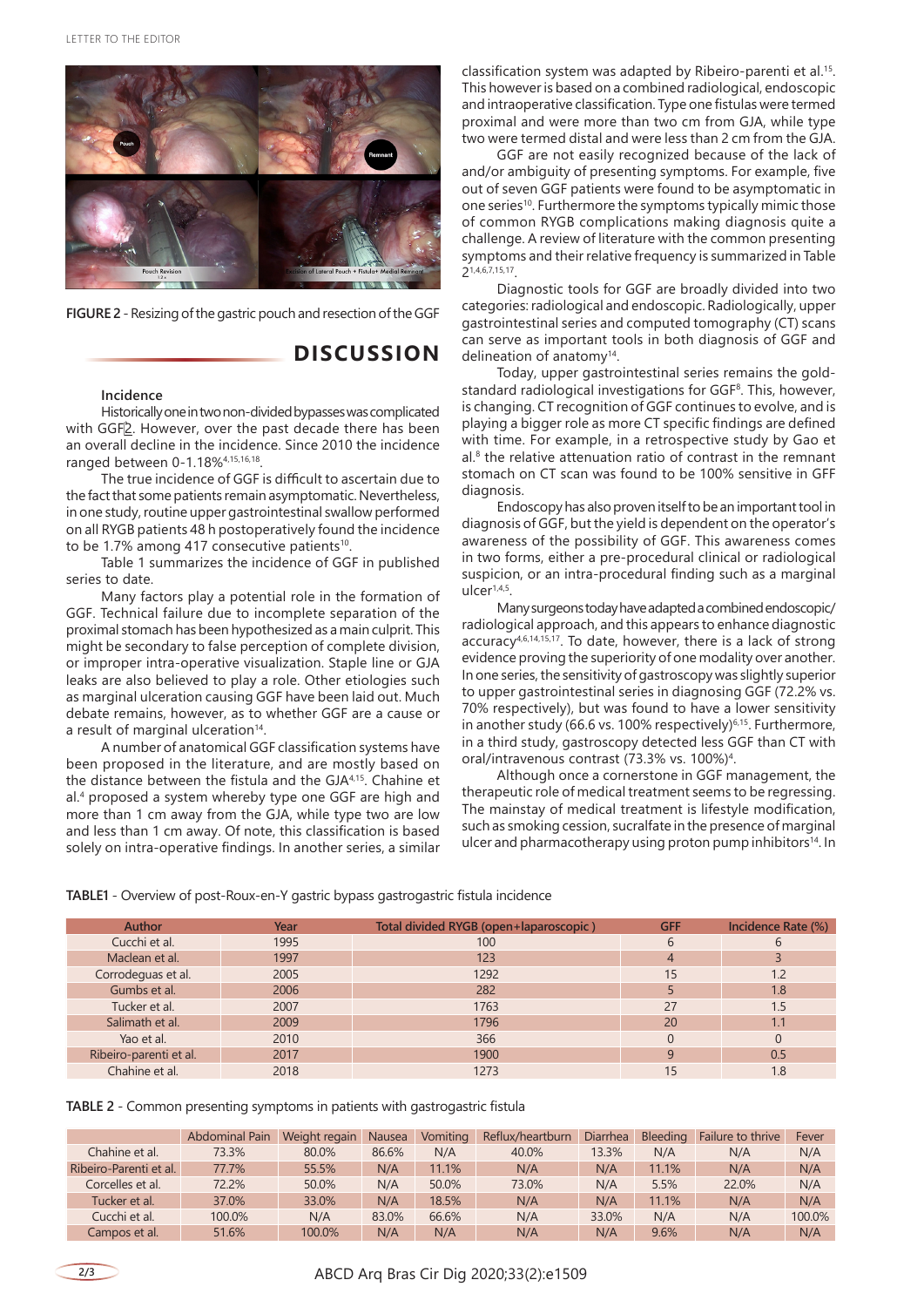FIGURE 2 - Resizing of the gastric pouch and resection of the GGF

## DISCUSSION

### Incidence

Historically one in two non-divided bypasses was complicated with GGF[2]. However, over the past decade there has been an overall decline in the incidence. Since 2010 the incidence ranged between 0-1.18%[4,15,16,18].

The true incidence of GGF is difficult to ascertain due to the fact that some patients remain asymptomatic. Nevertheless, in one study, routine upper gastrointestinal swallow performed on all RYGB patients 48 h postoperatively found the incidence to be 1.7% among 417 consecutive patients[10].

Table 1 summarizes the incidence of GGF in published series to date.

Many factors play a potential role in the formation of GGF. Technical failure due to incomplete separation of the proximal stomach has been hypothesized as a main culprit. This might be secondary to false perception of complete division, or improper intra-operative visualization. Staple line or GJA leaks are also believed to play a role. Other etiologies such as marginal ulceration causing GGF have been laid out. Much debate remains, however, as to whether GGF are a cause or a result of marginal ulceration[14].

A number of anatomical GGF classification systems have been proposed in the literature, and are mostly based on the distance between the fistula and the GJA[4,15]. Chahine et al.[4] proposed a system whereby type one GGF are high and more than 1 cm away from the GJA, while type two are low and less than 1 cm away. Of note, this classification is based solely on intra-operative findings. In another series, a similar classification system was adapted by Ribeiro-parenti et al.[15]. This however is based on a combined radiological, endoscopic and intraoperative classification. Type one fistulas were termed proximal and were more than two cm from GJA, while type two were termed distal and were less than 2 cm from the GJA.

GGF are not easily recognized because of the lack of and/or ambiguity of presenting symptoms. For example, five out of seven GGF patients were found to be asymptomatic in one series[10]. Furthermore the symptoms typically mimic those of common RYGB complications making diagnosis quite a challenge. A review of literature with the common presenting symptoms and their relative frequency is summarized in Table 2[1,4,6,7,15,17].

Diagnostic tools for GGF are broadly divided into two categories: radiological and endoscopic. Radiologically, upper gastrointestinal series and computed tomography (CT) scans can serve as important tools in both diagnosis of GGF and delineation of anatomy[14].

Today, upper gastrointestinal series remains the gold-standard radiological investigations for GGF[8]. This, however, is changing. CT recognition of GGF continues to evolve, and is playing a bigger role as more CT specific findings are defined with time. For example, in a retrospective study by Gao et al.[8] the relative attenuation ratio of contrast in the remnant stomach on CT scan was found to be 100% sensitive in GFF diagnosis.

Endoscopy has also proven itself to be an important tool in diagnosis of GGF, but the yield is dependent on the operator's awareness of the possibility of GGF. This awareness comes in two forms, either a pre-procedural clinical or radiological suspicion, or an intra-procedural finding such as a marginal ulcer[1,4,5].

Many surgeons today have adapted a combined endoscopic/radiological approach, and this appears to enhance diagnostic accuracy[4,6,14,15,17]. To date, however, there is a lack of strong evidence proving the superiority of one modality over another. In one series, the sensitivity of gastroscopy was slightly superior to upper gastrointestinal series in diagnosing GGF (72.2% vs. 70% respectively), but was found to have a lower sensitivity in another study (66.6 vs. 100% respectively)[6,15]. Furthermore, in a third study, gastroscopy detected less GGF than CT with oral/intravenous contrast (73.3% vs. 100%)[4].

Although once a cornerstone in GGF management, the therapeutic role of medical treatment seems to be regressing. The mainstay of medical treatment is lifestyle modification, such as smoking cession, sucralfate in the presence of marginal ulcer and pharmacotherapy using proton pump inhibitors[14]. In

TABLE1 - Overview of post-Roux-en-Y gastric bypass gastrogastric fistula incidence

| Author | Year | Total divided RYGB (open+laparoscopic ) | GFF | Incidence Rate (%) |
|---|---|---|---|---|
| Cucchi et al. | 1995 | 100 | 6 | 6 |
| Maclean et al. | 1997 | 123 | 4 | 3 |
| Corrodeguas et al. | 2005 | 1292 | 15 | 1.2 |
| Gumbs et al. | 2006 | 282 | 5 | 1.8 |
| Tucker et al. | 2007 | 1763 | 27 | 1.5 |
| Salimath et al. | 2009 | 1796 | 20 | 1.1 |
| Yao et al. | 2010 | 366 | 0 | 0 |
| Ribeiro-parenti et al. | 2017 | 1900 | 9 | 0.5 |
| Chahine et al. | 2018 | 1273 | 15 | 1.8 |

TABLE 2 - Common presenting symptoms in patients with gastrogastric fistula

| | Abdominal Pain | Weight regain | Nausea | Vomiting | Reflux/heartburn | Diarrhea | Bleeding | Failure to thrive | Fever |
|---|---|---|---|---|---|---|---|---|---|
| Chahine et al. | 73.3% | 80.0% | 86.6% | N/A | 40.0% | 13.3% | N/A | N/A | N/A |
| Ribeiro-Parenti et al. | 77.7% | 55.5% | N/A | 11.1% | N/A | N/A | 11.1% | N/A | N/A |
| Corcelles et al. | 72.2% | 50.0% | N/A | 50.0% | 73.0% | N/A | 5.5% | 22.0% | N/A |
| Tucker et al. | 37.0% | 33.0% | N/A | 18.5% | N/A | N/A | 11.1% | N/A | N/A |
| Cucchi et al. | 100.0% | N/A | 83.0% | 66.6% | N/A | 33.0% | N/A | N/A | 100.0% |
| Campos et al. | 51.6% | 100.0% | N/A | N/A | N/A | N/A | 9.6% | N/A | N/A |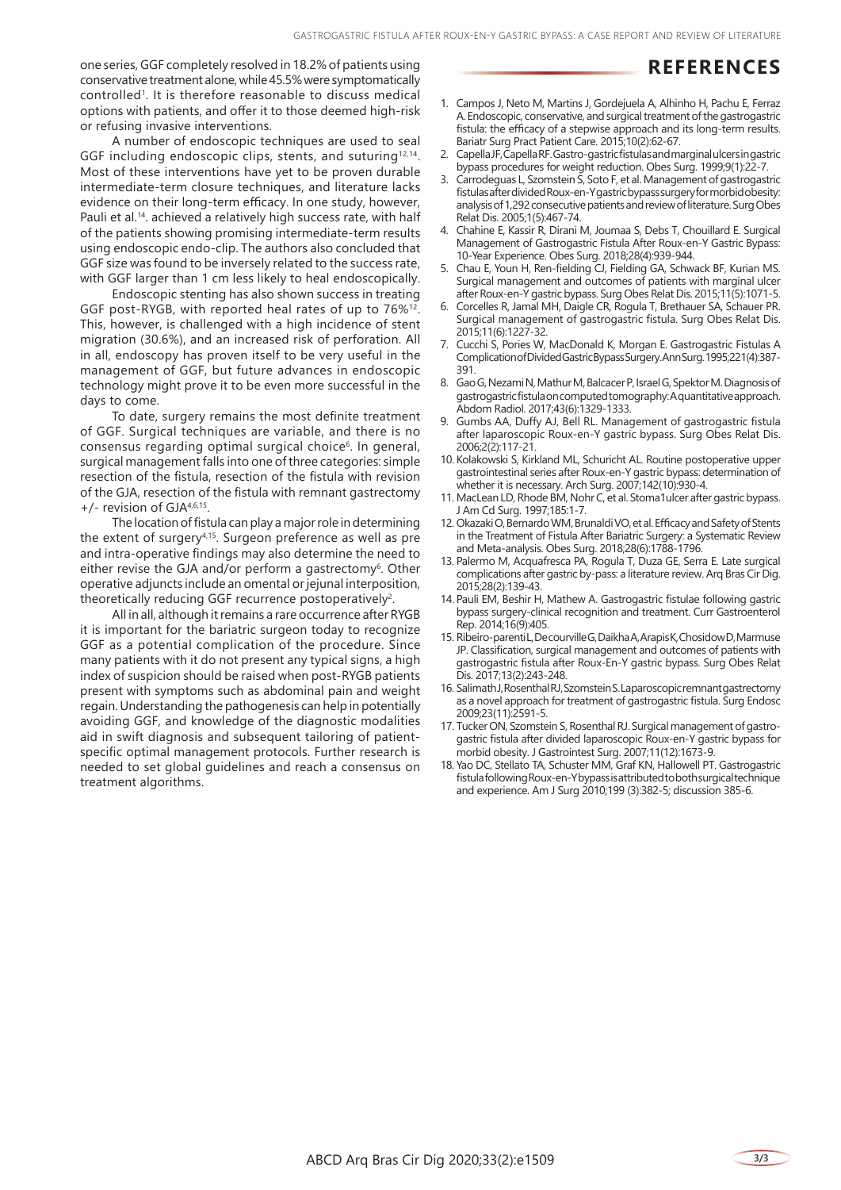one series, GGF completely resolved in 18.2% of patients using conservative treatment alone, while 45.5% were symptomatically controlled[1]. It is therefore reasonable to discuss medical options with patients, and offer it to those deemed high-risk or refusing invasive interventions.

A number of endoscopic techniques are used to seal GGF including endoscopic clips, stents, and suturing[12,14]. Most of these interventions have yet to be proven durable intermediate-term closure techniques, and literature lacks evidence on their long-term efficacy. In one study, however, Pauli et al.[14]. achieved a relatively high success rate, with half of the patients showing promising intermediate-term results using endoscopic endo-clip. The authors also concluded that GGF size was found to be inversely related to the success rate, with GGF larger than 1 cm less likely to heal endoscopically.

Endoscopic stenting has also shown success in treating GGF post-RYGB, with reported heal rates of up to 76%[12]. This, however, is challenged with a high incidence of stent migration (30.6%), and an increased risk of perforation. All in all, endoscopy has proven itself to be very useful in the management of GGF, but future advances in endoscopic technology might prove it to be even more successful in the days to come.

To date, surgery remains the most definite treatment of GGF. Surgical techniques are variable, and there is no consensus regarding optimal surgical choice[6]. In general, surgical management falls into one of three categories: simple resection of the fistula, resection of the fistula with revision of the GJA, resection of the fistula with remnant gastrectomy +/- revision of GJA[4,6,15].

The location of fistula can play a major role in determining the extent of surgery[4,15]. Surgeon preference as well as pre and intra-operative findings may also determine the need to either revise the GJA and/or perform a gastrectomy[6]. Other operative adjuncts include an omental or jejunal interposition, theoretically reducing GGF recurrence postoperatively[2].

All in all, although it remains a rare occurrence after RYGB it is important for the bariatric surgeon today to recognize GGF as a potential complication of the procedure. Since many patients with it do not present any typical signs, a high index of suspicion should be raised when post-RYGB patients present with symptoms such as abdominal pain and weight regain. Understanding the pathogenesis can help in potentially avoiding GGF, and knowledge of the diagnostic modalities aid in swift diagnosis and subsequent tailoring of patient-specific optimal management protocols. Further research is needed to set global guidelines and reach a consensus on treatment algorithms.

## REFERENCES

1. Campos J, Neto M, Martins J, Gordejuela A, Alhinho H, Pachu E, Ferraz A. Endoscopic, conservative, and surgical treatment of the gastrogastric fistula: the efficacy of a stepwise approach and its long-term results. Bariatr Surg Pract Patient Care. 2015;10(2):62-67.
2. Capella JF, Capella RF. Gastro-gastric fistulas and marginal ulcers in gastric bypass procedures for weight reduction. Obes Surg. 1999;9(1):22-7.
3. Carrodeguas L, Szomstein S, Soto F, et al. Management of gastrogastric fistulas after divided Roux-en-Y gastric bypass surgery for morbid obesity: analysis of 1,292 consecutive patients and review of literature. Surg Obes Relat Dis. 2005;1(5):467-74.
4. Chahine E, Kassir R, Dirani M, Joumaa S, Debs T, Chouillard E. Surgical Management of Gastrogastric Fistula After Roux-en-Y Gastric Bypass: 10-Year Experience. Obes Surg. 2018;28(4):939-944.
5. Chau E, Youn H, Ren-fielding CJ, Fielding GA, Schwack BF, Kurian MS. Surgical management and outcomes of patients with marginal ulcer after Roux-en-Y gastric bypass. Surg Obes Relat Dis. 2015;11(5):1071-5.
6. Corcelles R, Jamal MH, Daigle CR, Rogula T, Brethauer SA, Schauer PR. Surgical management of gastrogastric fistula. Surg Obes Relat Dis. 2015;11(6):1227-32.
7. Cucchi S, Pories W, MacDonald K, Morgan E. Gastrogastric Fistulas A Complication of Divided Gastric Bypass Surgery. Ann Surg. 1995;221(4):387-391.
8. Gao G, Nezami N, Mathur M, Balcacer P, Israel G, Spektor M. Diagnosis of gastrogastric fistula on computed tomography: A quantitative approach. Abdom Radiol. 2017;43(6):1329-1333.
9. Gumbs AA, Duffy AJ, Bell RL. Management of gastrogastric fistula after laparoscopic Roux-en-Y gastric bypass. Surg Obes Relat Dis. 2006;2(2):117-21.
10. Kolakowski S, Kirkland ML, Schuricht AL. Routine postoperative upper gastrointestinal series after Roux-en-Y gastric bypass: determination of whether it is necessary. Arch Surg. 2007;142(10):930-4.
11. MacLean LD, Rhode BM, Nohr C, et al. Stoma1ulcer after gastric bypass. J Am Cd Surg. 1997;185:1-7.
12. Okazaki O, Bernardo WM, Brunaldi VO, et al. Efficacy and Safety of Stents in the Treatment of Fistula After Bariatric Surgery: a Systematic Review and Meta-analysis. Obes Surg. 2018;28(6):1788-1796.
13. Palermo M, Acquafresca PA, Rogula T, Duza GE, Serra E. Late surgical complications after gastric by-pass: a literature review. Arq Bras Cir Dig. 2015;28(2):139-43.
14. Pauli EM, Beshir H, Mathew A. Gastrogastric fistulae following gastric bypass surgery-clinical recognition and treatment. Curr Gastroenterol Rep. 2014;16(9):405.
15. Ribeiro-parenti L, Decourville G, Daikha A, Arapis K, Chosidow D, Marmuse JP. Classification, surgical management and outcomes of patients with gastrogastric fistula after Roux-En-Y gastric bypass. Surg Obes Relat Dis. 2017;13(2):243-248.
16. Salimath J, Rosenthal RJ, Szomstein S. Laparoscopic remnant gastrectomy as a novel approach for treatment of gastrogastric fistula. Surg Endosc 2009;23(11):2591-5.
17. Tucker ON, Szomstein S, Rosenthal RJ. Surgical management of gastro-gastric fistula after divided laparoscopic Roux-en-Y gastric bypass for morbid obesity. J Gastrointest Surg. 2007;11(12):1673-9.
18. Yao DC, Stellato TA, Schuster MM, Graf KN, Hallowell PT. Gastrogastric fistula following Roux-en-Y bypass is attributed to both surgical technique and experience. Am J Surg 2010;199 (3):382-5; discussion 385-6.